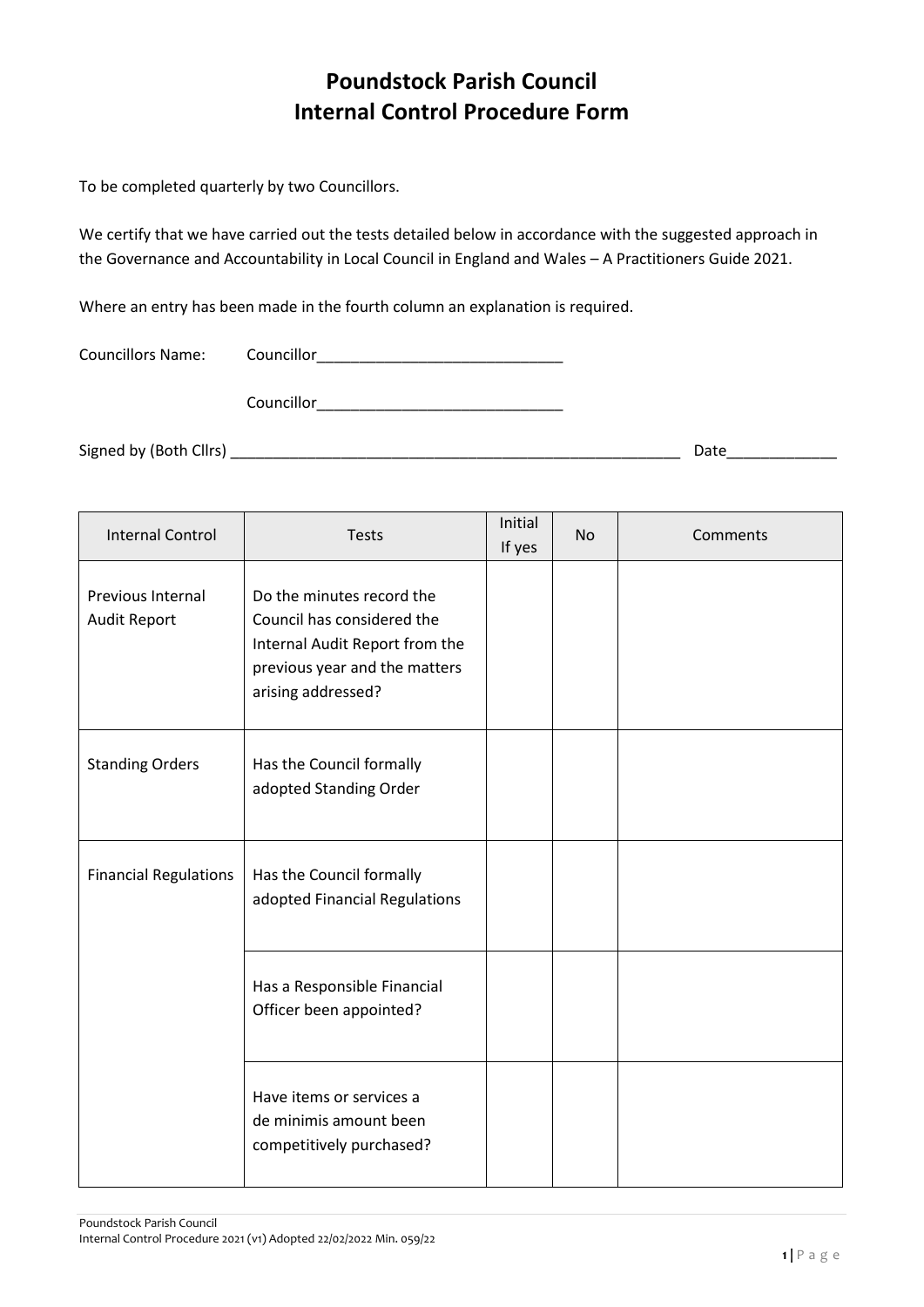# Poundstock Parish Council
# Internal Control Procedure Form

To be completed quarterly by two Councillors.

We certify that we have carried out the tests detailed below in accordance with the suggested approach in the Governance and Accountability in Local Council in England and Wales – A Practitioners Guide 2021.

Where an entry has been made in the fourth column an explanation is required.

Councillors Name: Councillor_____________________________

Councillor_____________________________

Signed by (Both Cllrs) _______________________________________________________ Date_____________

| Internal Control | Tests | Initial If yes | No | Comments |
|---|---|---|---|---|
| Previous Internal Audit Report | Do the minutes record the Council has considered the Internal Audit Report from the previous year and the matters arising addressed? | | | |
| Standing Orders | Has the Council formally adopted Standing Order | | | |
| Financial Regulations | Has the Council formally adopted Financial Regulations | | | |
| | Has a Responsible Financial Officer been appointed? | | | |
| | Have items or services a de minimis amount been competitively purchased? | | | |

Poundstock Parish Council
Internal Control Procedure 2021 (v1) Adopted 22/02/2022 Min. 059/22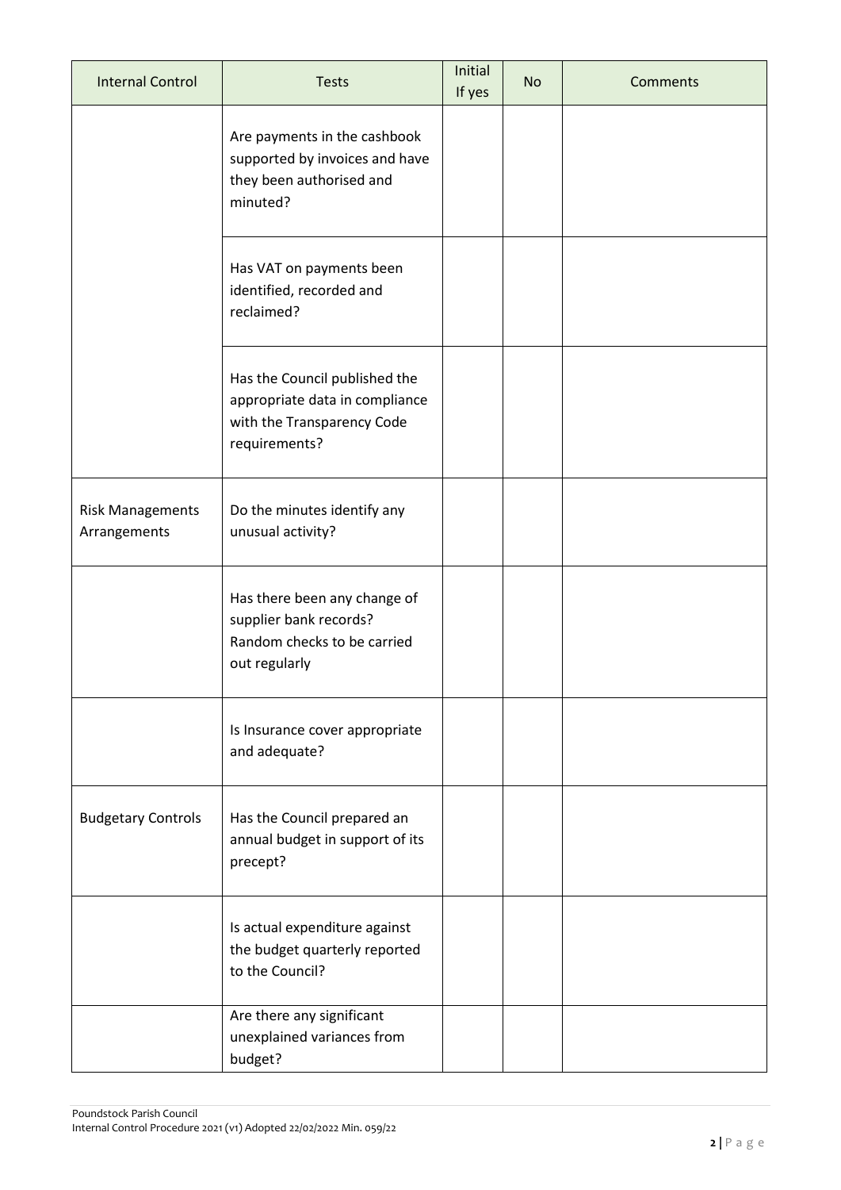| Internal Control | Tests | Initial If yes | No | Comments |
|---|---|---|---|---|
| | Are payments in the cashbook supported by invoices and have they been authorised and minuted? | | | |
| | Has VAT on payments been identified, recorded and reclaimed? | | | |
| | Has the Council published the appropriate data in compliance with the Transparency Code requirements? | | | |
| Risk Managements Arrangements | Do the minutes identify any unusual activity? | | | |
| | Has there been any change of supplier bank records? Random checks to be carried out regularly | | | |
| | Is Insurance cover appropriate and adequate? | | | |
| Budgetary Controls | Has the Council prepared an annual budget in support of its precept? | | | |
| | Is actual expenditure against the budget quarterly reported to the Council? | | | |
| | Are there any significant unexplained variances from budget? | | | |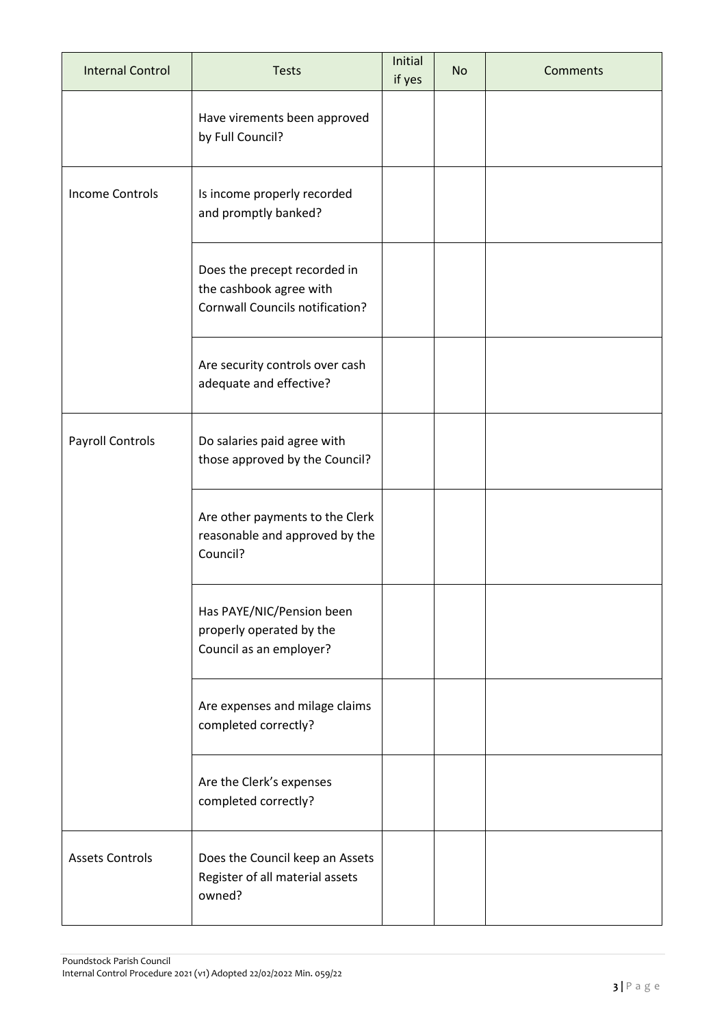| Internal Control | Tests | Initial if yes | No | Comments |
| --- | --- | --- | --- | --- |
| | Have virements been approved by Full Council? | | | |
| Income Controls | Is income properly recorded and promptly banked? | | | |
| | Does the precept recorded in the cashbook agree with Cornwall Councils notification? | | | |
| | Are security controls over cash adequate and effective? | | | |
| Payroll Controls | Do salaries paid agree with those approved by the Council? | | | |
| | Are other payments to the Clerk reasonable and approved by the Council? | | | |
| | Has PAYE/NIC/Pension been properly operated by the Council as an employer? | | | |
| | Are expenses and milage claims completed correctly? | | | |
| | Are the Clerk's expenses completed correctly? | | | |
| Assets Controls | Does the Council keep an Assets Register of all material assets owned? | | | |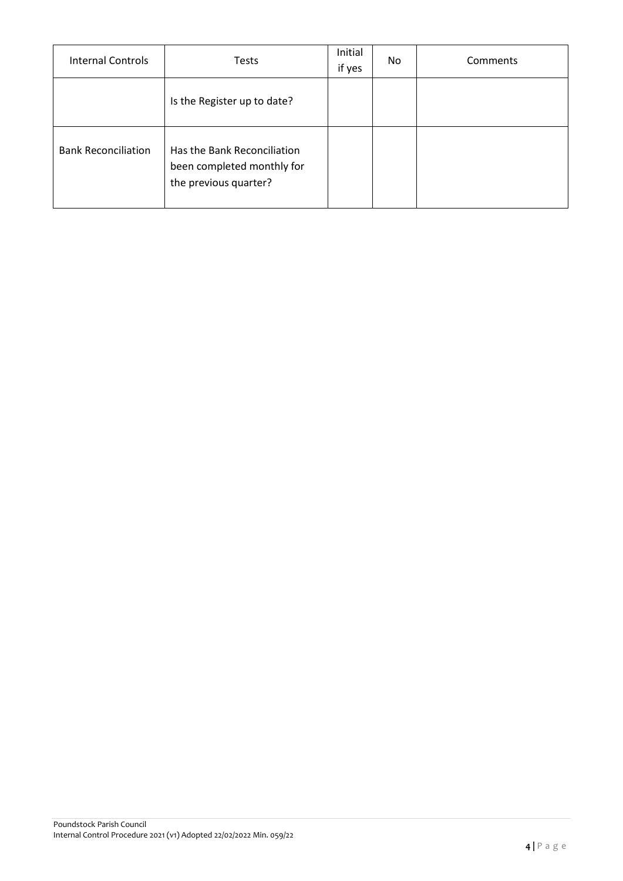| Internal Controls | Tests | Initial if yes | No | Comments |
| --- | --- | --- | --- | --- |
| | Is the Register up to date? | | | |
| Bank Reconciliation | Has the Bank Reconciliation been completed monthly for the previous quarter? | | | |